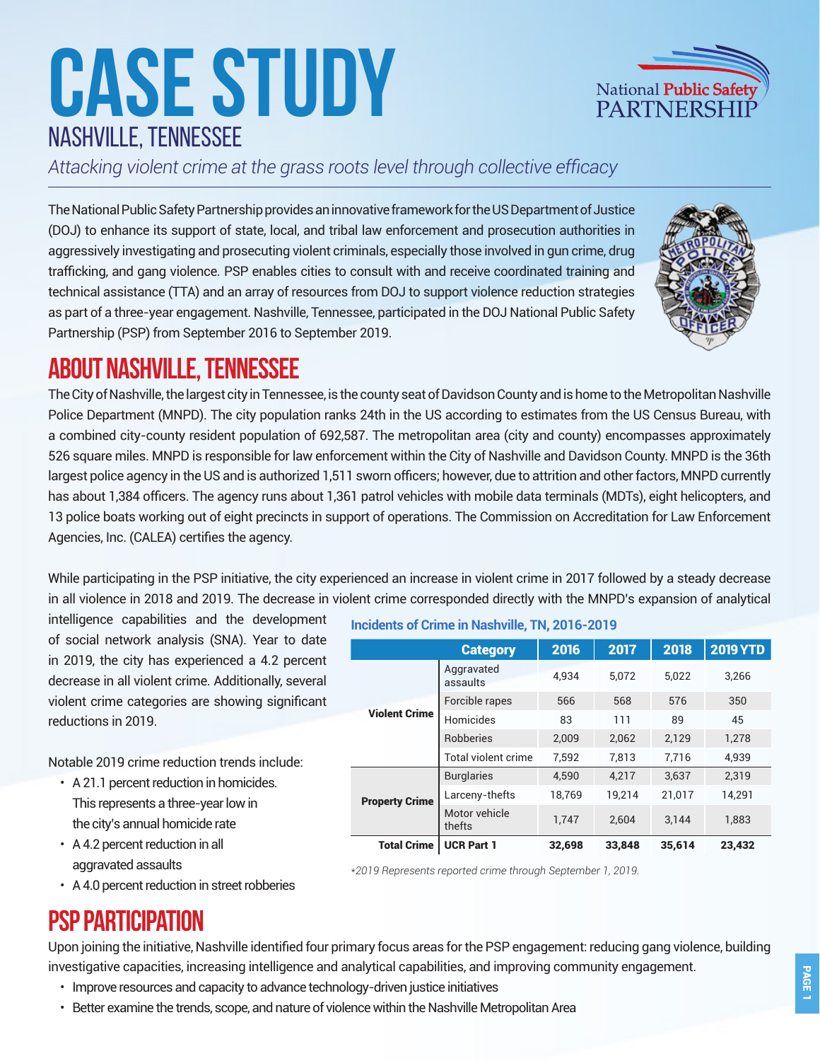# CASE STUDY

## NASHVILLE, TENNESSEE

*Attacking violent crime at the grass roots level through collective efficacy*

National Public Safety PARTNERSHIP

The National Public Safety Partnership provides an innovative framework for the US Department of Justice (DOJ) to enhance its support of state, local, and tribal law enforcement and prosecution authorities in aggressively investigating and prosecuting violent criminals, especially those involved in gun crime, drug trafficking, and gang violence. PSP enables cities to consult with and receive coordinated training and technical assistance (TTA) and an array of resources from DOJ to support violence reduction strategies as part of a three-year engagement. Nashville, Tennessee, participated in the DOJ National Public Safety Partnership (PSP) from September 2016 to September 2019.

## ABOUT NASHVILLE, TENNESSEE

The City of Nashville, the largest city in Tennessee, is the county seat of Davidson County and is home to the Metropolitan Nashville Police Department (MNPD). The city population ranks 24th in the US according to estimates from the US Census Bureau, with a combined city-county resident population of 692,587. The metropolitan area (city and county) encompasses approximately 526 square miles. MNPD is responsible for law enforcement within the City of Nashville and Davidson County. MNPD is the 36th largest police agency in the US and is authorized 1,511 sworn officers; however, due to attrition and other factors, MNPD currently has about 1,384 officers. The agency runs about 1,361 patrol vehicles with mobile data terminals (MDTs), eight helicopters, and 13 police boats working out of eight precincts in support of operations. The Commission on Accreditation for Law Enforcement Agencies, Inc. (CALEA) certifies the agency.

While participating in the PSP initiative, the city experienced an increase in violent crime in 2017 followed by a steady decrease in all violence in 2018 and 2019. The decrease in violent crime corresponded directly with the MNPD's expansion of analytical intelligence capabilities and the development of social network analysis (SNA). Year to date in 2019, the city has experienced a 4.2 percent decrease in all violent crime. Additionally, several violent crime categories are showing significant reductions in 2019.

Notable 2019 crime reduction trends include:

- A 21.1 percent reduction in homicides. This represents a three-year low in the city's annual homicide rate
- A 4.2 percent reduction in all aggravated assaults
- A 4.0 percent reduction in street robberies

**Incidents of Crime in Nashville, TN, 2016-2019**

| Category | | 2016 | 2017 | 2018 | 2019 YTD |
|---|---|---|---|---|---|
| **Violent Crime** | Aggravated assaults | 4,934 | 5,072 | 5,022 | 3,266 |
| | Forcible rapes | 566 | 568 | 576 | 350 |
| | Homicides | 83 | 111 | 89 | 45 |
| | Robberies | 2,009 | 2,062 | 2,129 | 1,278 |
| | Total violent crime | 7,592 | 7,813 | 7,716 | 4,939 |
| **Property Crime** | Burglaries | 4,590 | 4,217 | 3,637 | 2,319 |
| | Larceny-thefts | 18,769 | 19,214 | 21,017 | 14,291 |
| | Motor vehicle thefts | 1,747 | 2,604 | 3,144 | 1,883 |
| **Total Crime** | **UCR Part 1** | **32,698** | **33,848** | **35,614** | **23,432** |

*\*2019 Represents reported crime through September 1, 2019.*

## PSP PARTICIPATION

Upon joining the initiative, Nashville identified four primary focus areas for the PSP engagement: reducing gang violence, building investigative capacities, increasing intelligence and analytical capabilities, and improving community engagement.

- Improve resources and capacity to advance technology-driven justice initiatives
- Better examine the trends, scope, and nature of violence within the Nashville Metropolitan Area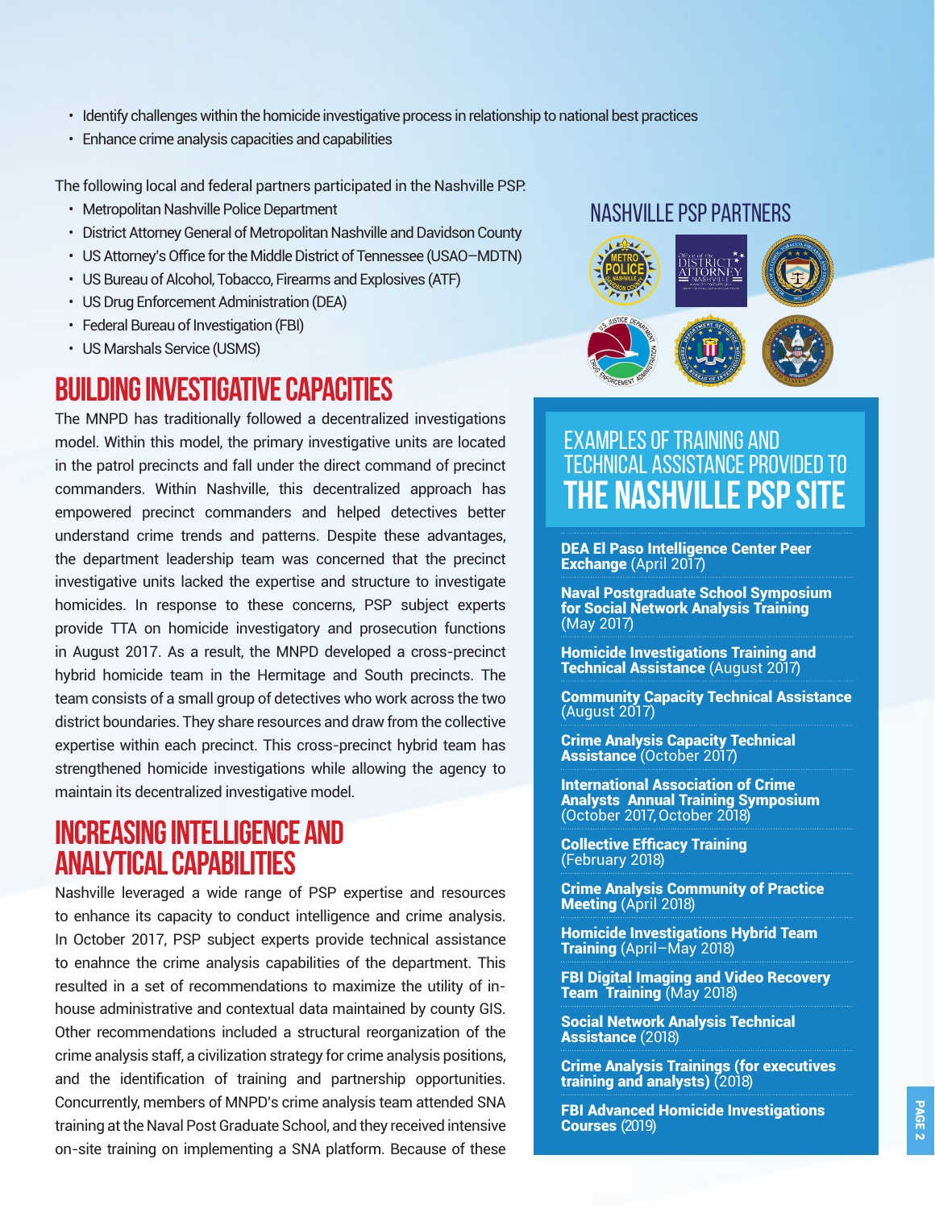- Identify challenges within the homicide investigative process in relationship to national best practices
- Enhance crime analysis capacities and capabilities

The following local and federal partners participated in the Nashville PSP.

- Metropolitan Nashville Police Department
- District Attorney General of Metropolitan Nashville and Davidson County
- US Attorney's Office for the Middle District of Tennessee (USAO–MDTN)
- US Bureau of Alcohol, Tobacco, Firearms and Explosives (ATF)
- US Drug Enforcement Administration (DEA)
- Federal Bureau of Investigation (FBI)
- US Marshals Service (USMS)

## BUILDING INVESTIGATIVE CAPACITIES

The MNPD has traditionally followed a decentralized investigations model. Within this model, the primary investigative units are located in the patrol precincts and fall under the direct command of precinct commanders. Within Nashville, this decentralized approach has empowered precinct commanders and helped detectives better understand crime trends and patterns. Despite these advantages, the department leadership team was concerned that the precinct investigative units lacked the expertise and structure to investigate homicides. In response to these concerns, PSP subject experts provide TTA on homicide investigatory and prosecution functions in August 2017. As a result, the MNPD developed a cross-precinct hybrid homicide team in the Hermitage and South precincts. The team consists of a small group of detectives who work across the two district boundaries. They share resources and draw from the collective expertise within each precinct. This cross-precinct hybrid team has strengthened homicide investigations while allowing the agency to maintain its decentralized investigative model.

## INCREASING INTELLIGENCE AND ANALYTICAL CAPABILITIES

Nashville leveraged a wide range of PSP expertise and resources to enhance its capacity to conduct intelligence and crime analysis. In October 2017, PSP subject experts provide technical assistance to enahnce the crime analysis capabilities of the department. This resulted in a set of recommendations to maximize the utility of in-house administrative and contextual data maintained by county GIS. Other recommendations included a structural reorganization of the crime analysis staff, a civilization strategy for crime analysis positions, and the identification of training and partnership opportunities. Concurrently, members of MNPD's crime analysis team attended SNA training at the Naval Post Graduate School, and they received intensive on-site training on implementing a SNA platform. Because of these

## NASHVILLE PSP PARTNERS

## EXAMPLES OF TRAINING AND TECHNICAL ASSISTANCE PROVIDED TO THE NASHVILLE PSP SITE

- **DEA El Paso Intelligence Center Peer Exchange** (April 2017)
- **Naval Postgraduate School Symposium for Social Network Analysis Training** (May 2017)
- **Homicide Investigations Training and Technical Assistance** (August 2017)
- **Community Capacity Technical Assistance** (August 2017)
- **Crime Analysis Capacity Technical Assistance** (October 2017)
- **International Association of Crime Analysts Annual Training Symposium** (October 2017, October 2018)
- **Collective Efficacy Training** (February 2018)
- **Crime Analysis Community of Practice Meeting** (April 2018)
- **Homicide Investigations Hybrid Team Training** (April–May 2018)
- **FBI Digital Imaging and Video Recovery Team Training** (May 2018)
- **Social Network Analysis Technical Assistance** (2018)
- **Crime Analysis Trainings (for executives training and analysts)** (2018)
- **FBI Advanced Homicide Investigations Courses** (2019)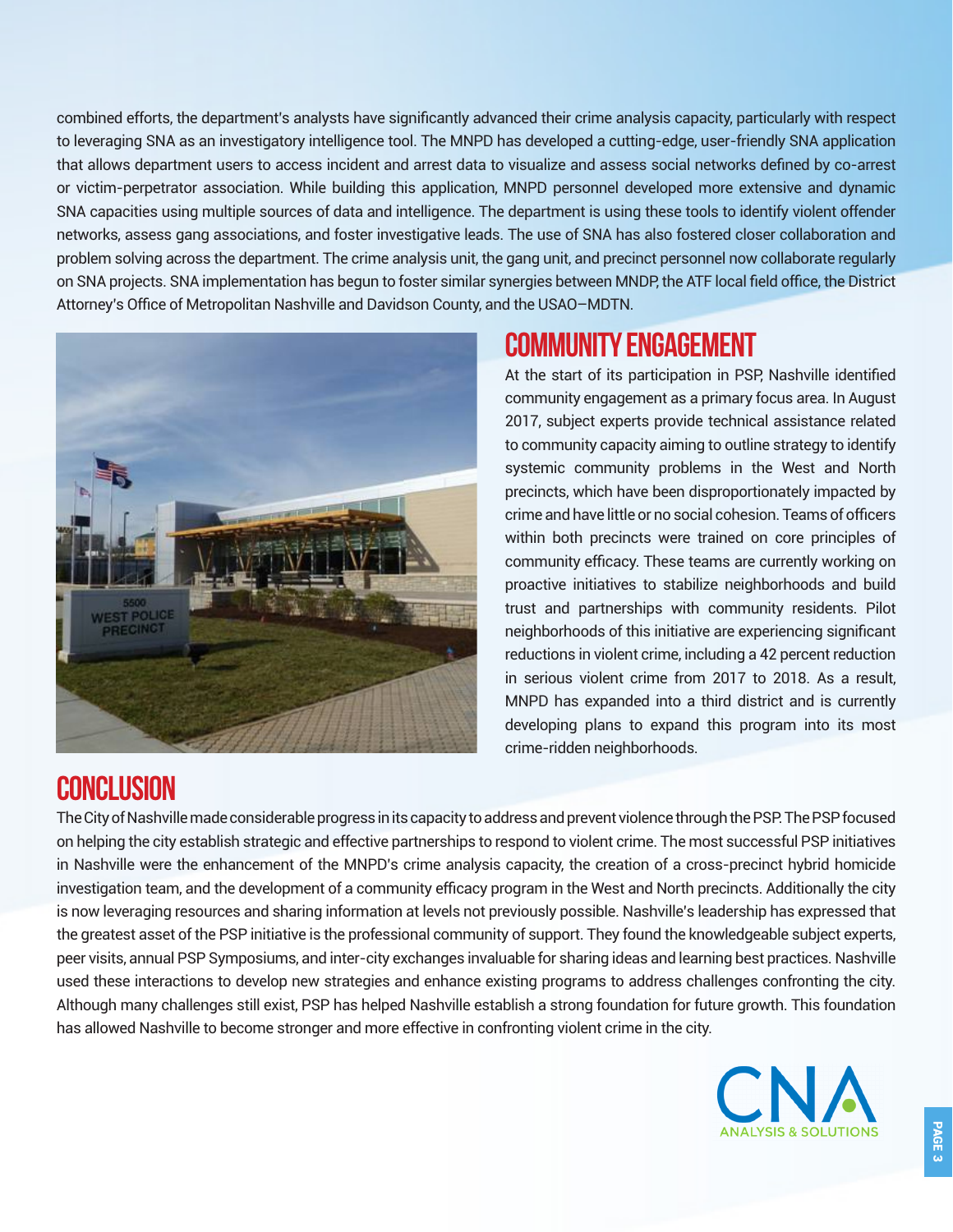combined efforts, the department's analysts have significantly advanced their crime analysis capacity, particularly with respect to leveraging SNA as an investigatory intelligence tool. The MNPD has developed a cutting-edge, user-friendly SNA application that allows department users to access incident and arrest data to visualize and assess social networks defined by co-arrest or victim-perpetrator association. While building this application, MNPD personnel developed more extensive and dynamic SNA capacities using multiple sources of data and intelligence. The department is using these tools to identify violent offender networks, assess gang associations, and foster investigative leads. The use of SNA has also fostered closer collaboration and problem solving across the department. The crime analysis unit, the gang unit, and precinct personnel now collaborate regularly on SNA projects. SNA implementation has begun to foster similar synergies between MNDP, the ATF local field office, the District Attorney's Office of Metropolitan Nashville and Davidson County, and the USAO–MDTN.

## COMMUNITY ENGAGEMENT

At the start of its participation in PSP, Nashville identified community engagement as a primary focus area. In August 2017, subject experts provide technical assistance related to community capacity aiming to outline strategy to identify systemic community problems in the West and North precincts, which have been disproportionately impacted by crime and have little or no social cohesion. Teams of officers within both precincts were trained on core principles of community efficacy. These teams are currently working on proactive initiatives to stabilize neighborhoods and build trust and partnerships with community residents. Pilot neighborhoods of this initiative are experiencing significant reductions in violent crime, including a 42 percent reduction in serious violent crime from 2017 to 2018. As a result, MNPD has expanded into a third district and is currently developing plans to expand this program into its most crime-ridden neighborhoods.

## CONCLUSION

The City of Nashville made considerable progress in its capacity to address and prevent violence through the PSP. The PSP focused on helping the city establish strategic and effective partnerships to respond to violent crime. The most successful PSP initiatives in Nashville were the enhancement of the MNPD's crime analysis capacity, the creation of a cross-precinct hybrid homicide investigation team, and the development of a community efficacy program in the West and North precincts. Additionally the city is now leveraging resources and sharing information at levels not previously possible. Nashville's leadership has expressed that the greatest asset of the PSP initiative is the professional community of support. They found the knowledgeable subject experts, peer visits, annual PSP Symposiums, and inter-city exchanges invaluable for sharing ideas and learning best practices. Nashville used these interactions to develop new strategies and enhance existing programs to address challenges confronting the city. Although many challenges still exist, PSP has helped Nashville establish a strong foundation for future growth. This foundation has allowed Nashville to become stronger and more effective in confronting violent crime in the city.

CNA
ANALYSIS & SOLUTIONS